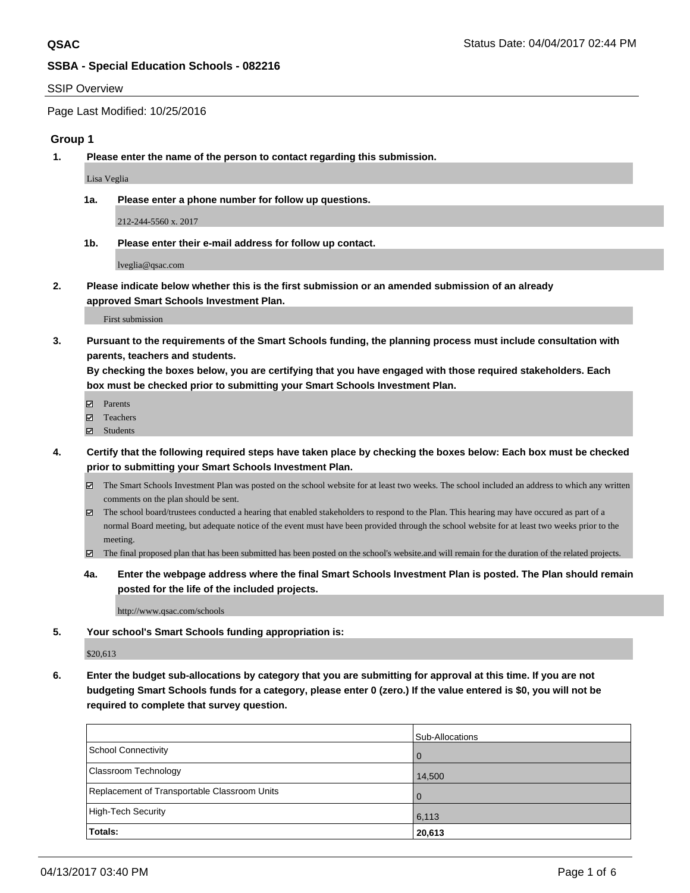**QSAC**

Status Date: 04/04/2017 02:44 PM

**SSBA - Special Education Schools - 082216**

SSIP Overview

Page Last Modified: 10/25/2016

## Group 1

**1. Please enter the name of the person to contact regarding this submission.**

Lisa Veglia

**1a. Please enter a phone number for follow up questions.**

212-244-5560 x. 2017

**1b. Please enter their e-mail address for follow up contact.**

lveglia@qsac.com

**2. Please indicate below whether this is the first submission or an amended submission of an already approved Smart Schools Investment Plan.**

First submission

**3. Pursuant to the requirements of the Smart Schools funding, the planning process must include consultation with parents, teachers and students.**
**By checking the boxes below, you are certifying that you have engaged with those required stakeholders. Each box must be checked prior to submitting your Smart Schools Investment Plan.**

- ☑ Parents
- ☑ Teachers
- ☑ Students

**4. Certify that the following required steps have taken place by checking the boxes below: Each box must be checked prior to submitting your Smart Schools Investment Plan.**

- ☑ The Smart Schools Investment Plan was posted on the school website for at least two weeks. The school included an address to which any written comments on the plan should be sent.
- ☑ The school board/trustees conducted a hearing that enabled stakeholders to respond to the Plan. This hearing may have occured as part of a normal Board meeting, but adequate notice of the event must have been provided through the school website for at least two weeks prior to the meeting.
- ☑ The final proposed plan that has been submitted has been posted on the school's website.and will remain for the duration of the related projects.

**4a. Enter the webpage address where the final Smart Schools Investment Plan is posted. The Plan should remain posted for the life of the included projects.**

http://www.qsac.com/schools

**5. Your school's Smart Schools funding appropriation is:**

$20,613

**6. Enter the budget sub-allocations by category that you are submitting for approval at this time. If you are not budgeting Smart Schools funds for a category, please enter 0 (zero.) If the value entered is $0, you will not be required to complete that survey question.**

| | Sub-Allocations |
|---|---|
| School Connectivity | 0 |
| Classroom Technology | 14,500 |
| Replacement of Transportable Classroom Units | 0 |
| High-Tech Security | 6,113 |
| **Totals:** | **20,613** |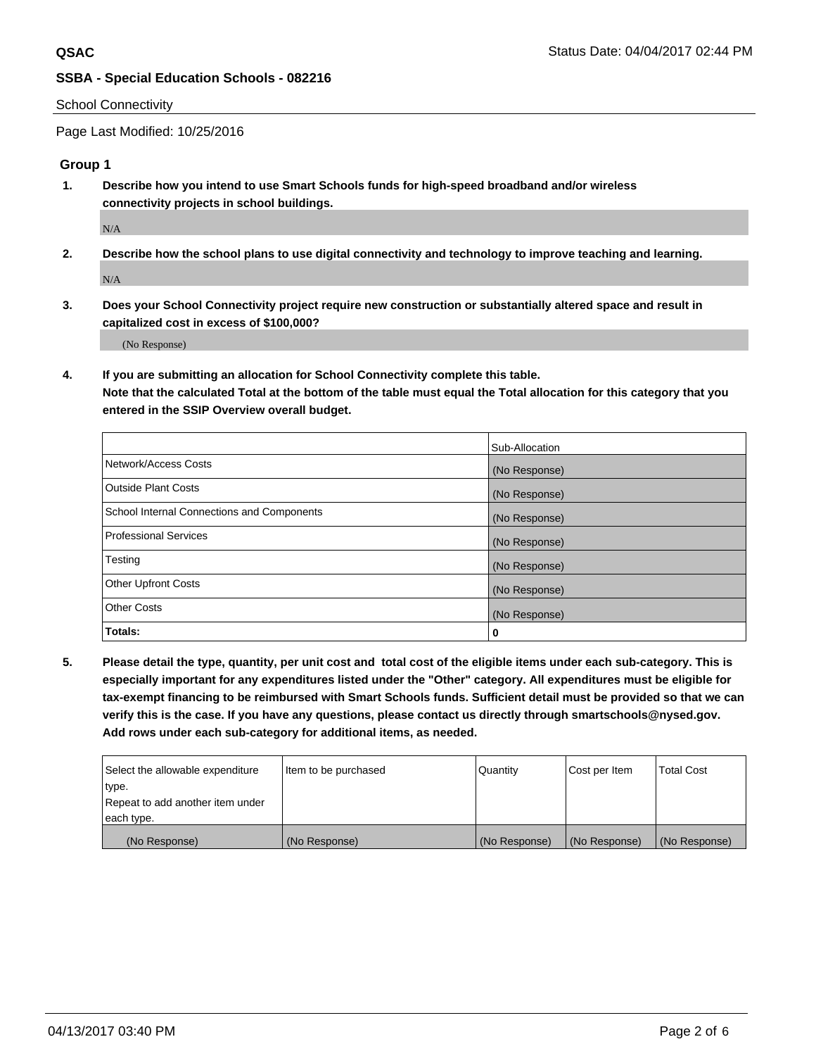School Connectivity

Page Last Modified: 10/25/2016

## Group 1

1. **Describe how you intend to use Smart Schools funds for high-speed broadband and/or wireless connectivity projects in school buildings.**

   N/A

2. **Describe how the school plans to use digital connectivity and technology to improve teaching and learning.**

   N/A

3. **Does your School Connectivity project require new construction or substantially altered space and result in capitalized cost in excess of $100,000?**

   (No Response)

4. **If you are submitting an allocation for School Connectivity complete this table. Note that the calculated Total at the bottom of the table must equal the Total allocation for this category that you entered in the SSIP Overview overall budget.**

| | Sub-Allocation |
|---|---|
| Network/Access Costs | (No Response) |
| Outside Plant Costs | (No Response) |
| School Internal Connections and Components | (No Response) |
| Professional Services | (No Response) |
| Testing | (No Response) |
| Other Upfront Costs | (No Response) |
| Other Costs | (No Response) |
| **Totals:** | **0** |

5. **Please detail the type, quantity, per unit cost and total cost of the eligible items under each sub-category. This is especially important for any expenditures listed under the "Other" category. All expenditures must be eligible for tax-exempt financing to be reimbursed with Smart Schools funds. Sufficient detail must be provided so that we can verify this is the case. If you have any questions, please contact us directly through smartschools@nysed.gov. Add rows under each sub-category for additional items, as needed.**

| Select the allowable expenditure type. Repeat to add another item under each type. | Item to be purchased | Quantity | Cost per Item | Total Cost |
|---|---|---|---|---|
| (No Response) | (No Response) | (No Response) | (No Response) | (No Response) |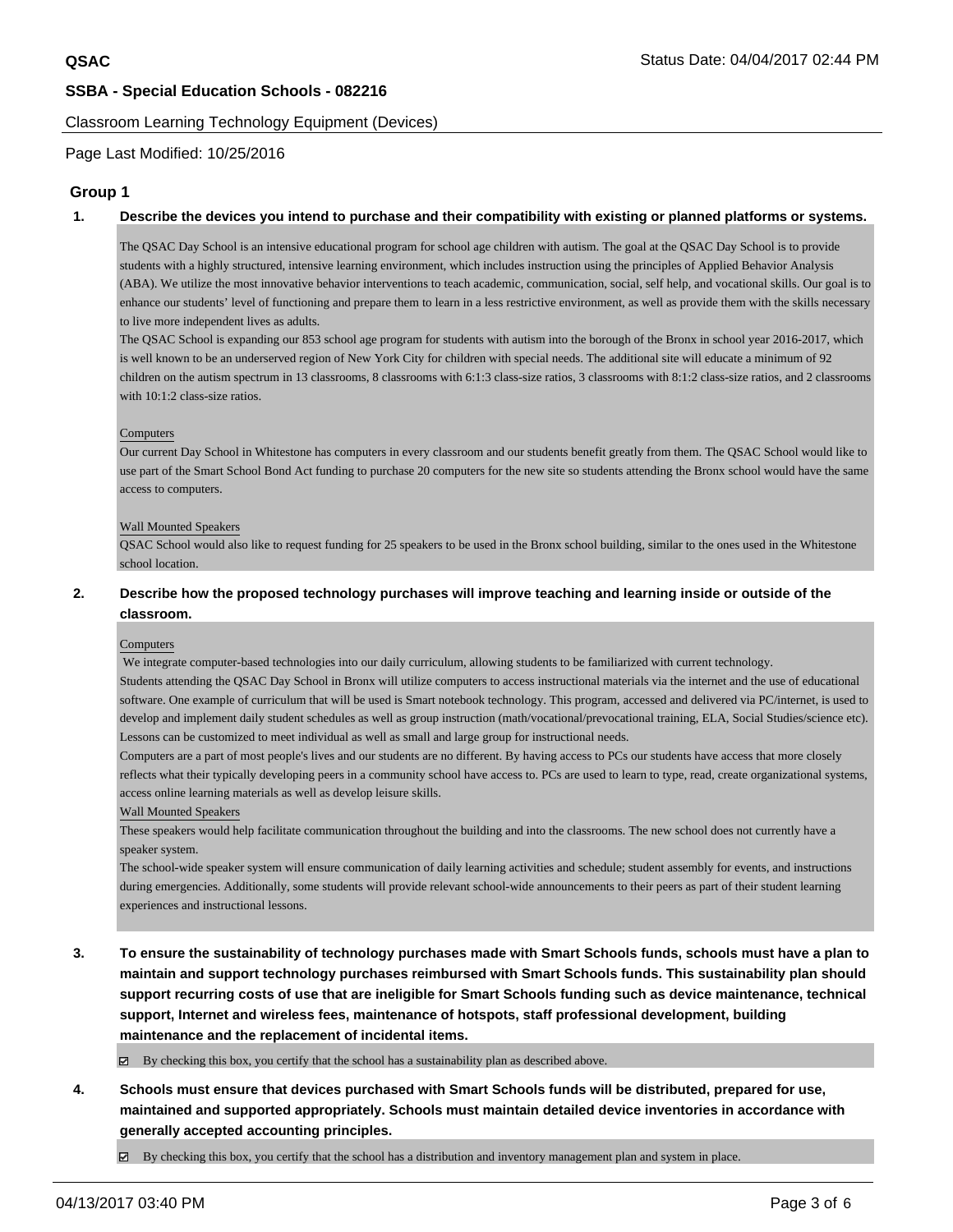Classroom Learning Technology Equipment (Devices)

Page Last Modified: 10/25/2016

## Group 1

**1. Describe the devices you intend to purchase and their compatibility with existing or planned platforms or systems.**

The QSAC Day School is an intensive educational program for school age children with autism. The goal at the QSAC Day School is to provide students with a highly structured, intensive learning environment, which includes instruction using the principles of Applied Behavior Analysis (ABA). We utilize the most innovative behavior interventions to teach academic, communication, social, self help, and vocational skills. Our goal is to enhance our students' level of functioning and prepare them to learn in a less restrictive environment, as well as provide them with the skills necessary to live more independent lives as adults.

The QSAC School is expanding our 853 school age program for students with autism into the borough of the Bronx in school year 2016-2017, which is well known to be an underserved region of New York City for children with special needs. The additional site will educate a minimum of 92 children on the autism spectrum in 13 classrooms, 8 classrooms with 6:1:3 class-size ratios, 3 classrooms with 8:1:2 class-size ratios, and 2 classrooms with 10:1:2 class-size ratios.

Computers

Our current Day School in Whitestone has computers in every classroom and our students benefit greatly from them. The QSAC School would like to use part of the Smart School Bond Act funding to purchase 20 computers for the new site so students attending the Bronx school would have the same access to computers.

Wall Mounted Speakers

QSAC School would also like to request funding for 25 speakers to be used in the Bronx school building, similar to the ones used in the Whitestone school location.

**2. Describe how the proposed technology purchases will improve teaching and learning inside or outside of the classroom.**

Computers

We integrate computer-based technologies into our daily curriculum, allowing students to be familiarized with current technology.

Students attending the QSAC Day School in Bronx will utilize computers to access instructional materials via the internet and the use of educational software. One example of curriculum that will be used is Smart notebook technology. This program, accessed and delivered via PC/internet, is used to develop and implement daily student schedules as well as group instruction (math/vocational/prevocational training, ELA, Social Studies/science etc). Lessons can be customized to meet individual as well as small and large group for instructional needs.

Computers are a part of most people's lives and our students are no different. By having access to PCs our students have access that more closely reflects what their typically developing peers in a community school have access to. PCs are used to learn to type, read, create organizational systems, access online learning materials as well as develop leisure skills.

Wall Mounted Speakers

These speakers would help facilitate communication throughout the building and into the classrooms. The new school does not currently have a speaker system.

The school-wide speaker system will ensure communication of daily learning activities and schedule; student assembly for events, and instructions during emergencies. Additionally, some students will provide relevant school-wide announcements to their peers as part of their student learning experiences and instructional lessons.

**3. To ensure the sustainability of technology purchases made with Smart Schools funds, schools must have a plan to maintain and support technology purchases reimbursed with Smart Schools funds. This sustainability plan should support recurring costs of use that are ineligible for Smart Schools funding such as device maintenance, technical support, Internet and wireless fees, maintenance of hotspots, staff professional development, building maintenance and the replacement of incidental items.**

☑ By checking this box, you certify that the school has a sustainability plan as described above.

**4. Schools must ensure that devices purchased with Smart Schools funds will be distributed, prepared for use, maintained and supported appropriately. Schools must maintain detailed device inventories in accordance with generally accepted accounting principles.**

☑ By checking this box, you certify that the school has a distribution and inventory management plan and system in place.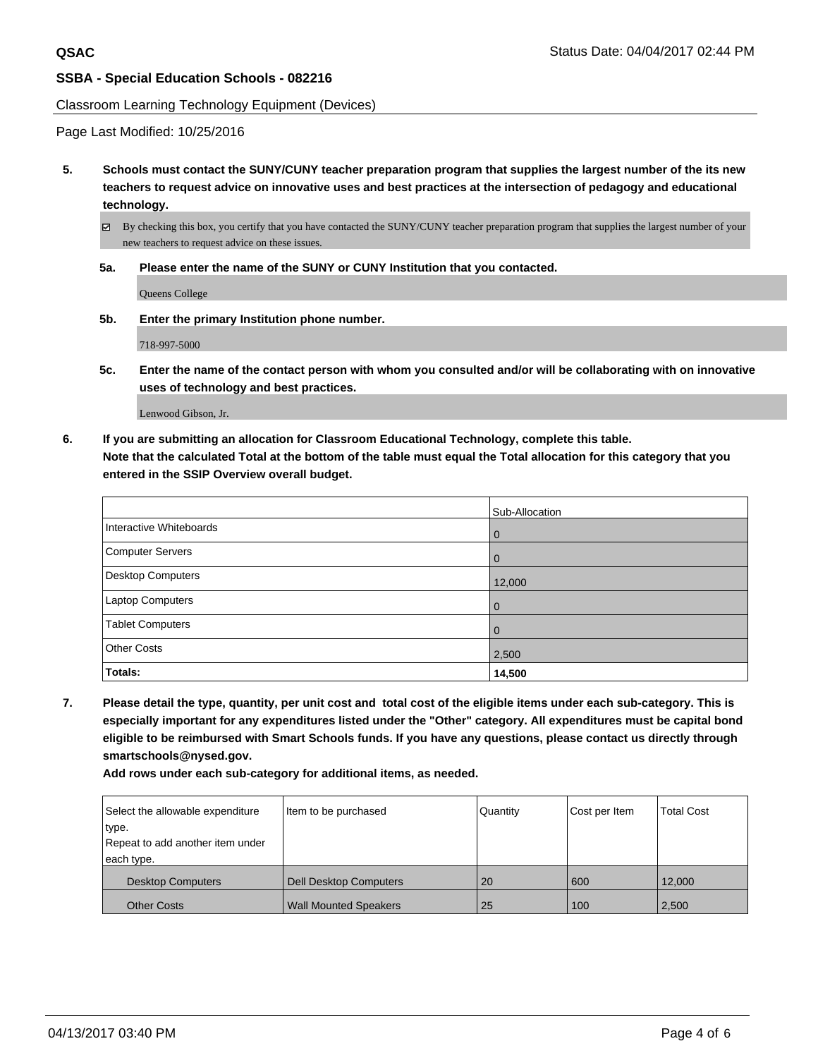**QSAC**

**SSBA - Special Education Schools - 082216**

Classroom Learning Technology Equipment (Devices)

Page Last Modified: 10/25/2016

**5. Schools must contact the SUNY/CUNY teacher preparation program that supplies the largest number of the its new teachers to request advice on innovative uses and best practices at the intersection of pedagogy and educational technology.**

☑ By checking this box, you certify that you have contacted the SUNY/CUNY teacher preparation program that supplies the largest number of your new teachers to request advice on these issues.

**5a. Please enter the name of the SUNY or CUNY Institution that you contacted.**

Queens College

**5b. Enter the primary Institution phone number.**

718-997-5000

**5c. Enter the name of the contact person with whom you consulted and/or will be collaborating with on innovative uses of technology and best practices.**

Lenwood Gibson, Jr.

**6. If you are submitting an allocation for Classroom Educational Technology, complete this table. Note that the calculated Total at the bottom of the table must equal the Total allocation for this category that you entered in the SSIP Overview overall budget.**

| | Sub-Allocation |
|---|---|
| Interactive Whiteboards | 0 |
| Computer Servers | 0 |
| Desktop Computers | 12,000 |
| Laptop Computers | 0 |
| Tablet Computers | 0 |
| Other Costs | 2,500 |
| **Totals:** | **14,500** |

**7. Please detail the type, quantity, per unit cost and total cost of the eligible items under each sub-category. This is especially important for any expenditures listed under the "Other" category. All expenditures must be capital bond eligible to be reimbursed with Smart Schools funds. If you have any questions, please contact us directly through smartschools@nysed.gov.**

**Add rows under each sub-category for additional items, as needed.**

| Select the allowable expenditure type. Repeat to add another item under each type. | Item to be purchased | Quantity | Cost per Item | Total Cost |
|---|---|---|---|---|
| Desktop Computers | Dell Desktop Computers | 20 | 600 | 12,000 |
| Other Costs | Wall Mounted Speakers | 25 | 100 | 2,500 |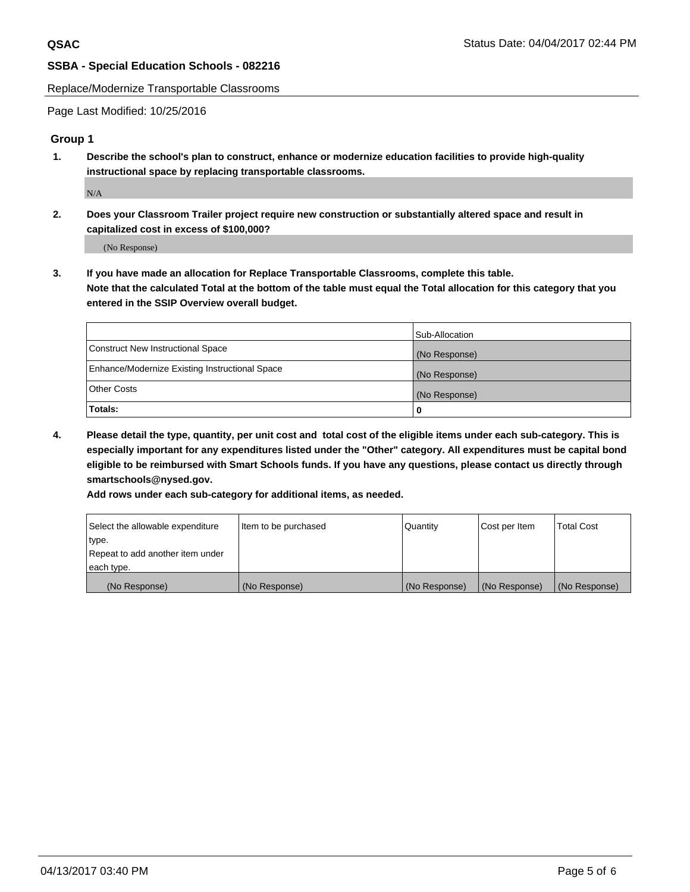**QSAC**

**SSBA - Special Education Schools - 082216**

Replace/Modernize Transportable Classrooms

Page Last Modified: 10/25/2016

## Group 1

**1. Describe the school's plan to construct, enhance or modernize education facilities to provide high-quality instructional space by replacing transportable classrooms.**

N/A

**2. Does your Classroom Trailer project require new construction or substantially altered space and result in capitalized cost in excess of $100,000?**

(No Response)

**3. If you have made an allocation for Replace Transportable Classrooms, complete this table. Note that the calculated Total at the bottom of the table must equal the Total allocation for this category that you entered in the SSIP Overview overall budget.**

| | Sub-Allocation |
|---|---|
| Construct New Instructional Space | (No Response) |
| Enhance/Modernize Existing Instructional Space | (No Response) |
| Other Costs | (No Response) |
| **Totals:** | **0** |

**4. Please detail the type, quantity, per unit cost and total cost of the eligible items under each sub-category. This is especially important for any expenditures listed under the "Other" category. All expenditures must be capital bond eligible to be reimbursed with Smart Schools funds. If you have any questions, please contact us directly through smartschools@nysed.gov.**

**Add rows under each sub-category for additional items, as needed.**

| Select the allowable expenditure type. Repeat to add another item under each type. | Item to be purchased | Quantity | Cost per Item | Total Cost |
|---|---|---|---|---|
| (No Response) | (No Response) | (No Response) | (No Response) | (No Response) |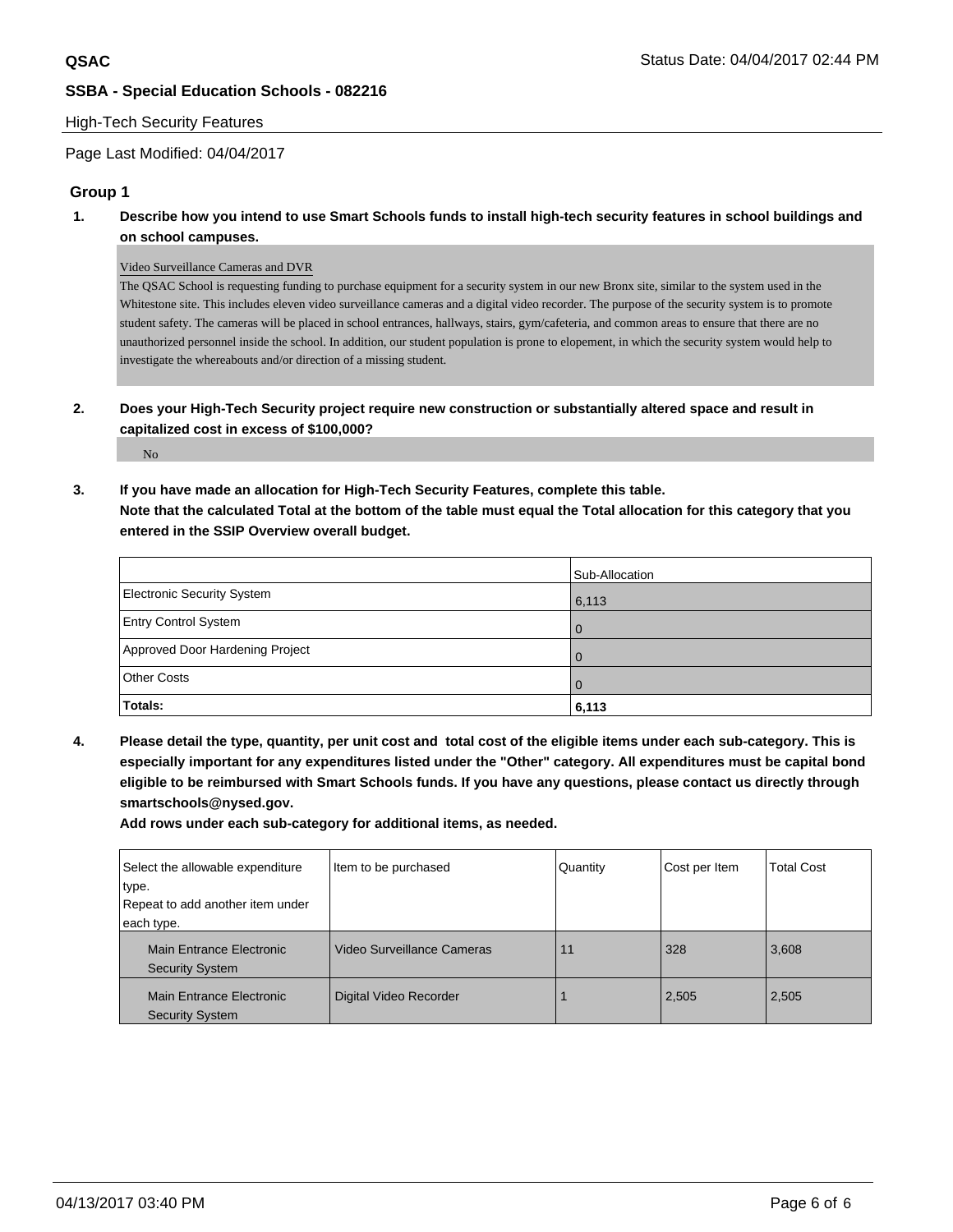## SSBA - Special Education Schools - 082216

High-Tech Security Features

Page Last Modified: 04/04/2017

### Group 1

**1. Describe how you intend to use Smart Schools funds to install high-tech security features in school buildings and on school campuses.**

Video Surveillance Cameras and DVR

The QSAC School is requesting funding to purchase equipment for a security system in our new Bronx site, similar to the system used in the Whitestone site. This includes eleven video surveillance cameras and a digital video recorder. The purpose of the security system is to promote student safety. The cameras will be placed in school entrances, hallways, stairs, gym/cafeteria, and common areas to ensure that there are no unauthorized personnel inside the school. In addition, our student population is prone to elopement, in which the security system would help to investigate the whereabouts and/or direction of a missing student.

**2. Does your High-Tech Security project require new construction or substantially altered space and result in capitalized cost in excess of $100,000?**

No

**3. If you have made an allocation for High-Tech Security Features, complete this table.**
**Note that the calculated Total at the bottom of the table must equal the Total allocation for this category that you entered in the SSIP Overview overall budget.**

| | Sub-Allocation |
|---|---|
| Electronic Security System | 6,113 |
| Entry Control System | 0 |
| Approved Door Hardening Project | 0 |
| Other Costs | 0 |
| **Totals:** | **6,113** |

**4. Please detail the type, quantity, per unit cost and total cost of the eligible items under each sub-category. This is especially important for any expenditures listed under the "Other" category. All expenditures must be capital bond eligible to be reimbursed with Smart Schools funds. If you have any questions, please contact us directly through smartschools@nysed.gov.**

**Add rows under each sub-category for additional items, as needed.**

| Select the allowable expenditure type.<br>Repeat to add another item under each type. | Item to be purchased | Quantity | Cost per Item | Total Cost |
|---|---|---|---|---|
| Main Entrance Electronic Security System | Video Surveillance Cameras | 11 | 328 | 3,608 |
| Main Entrance Electronic Security System | Digital Video Recorder | 1 | 2,505 | 2,505 |